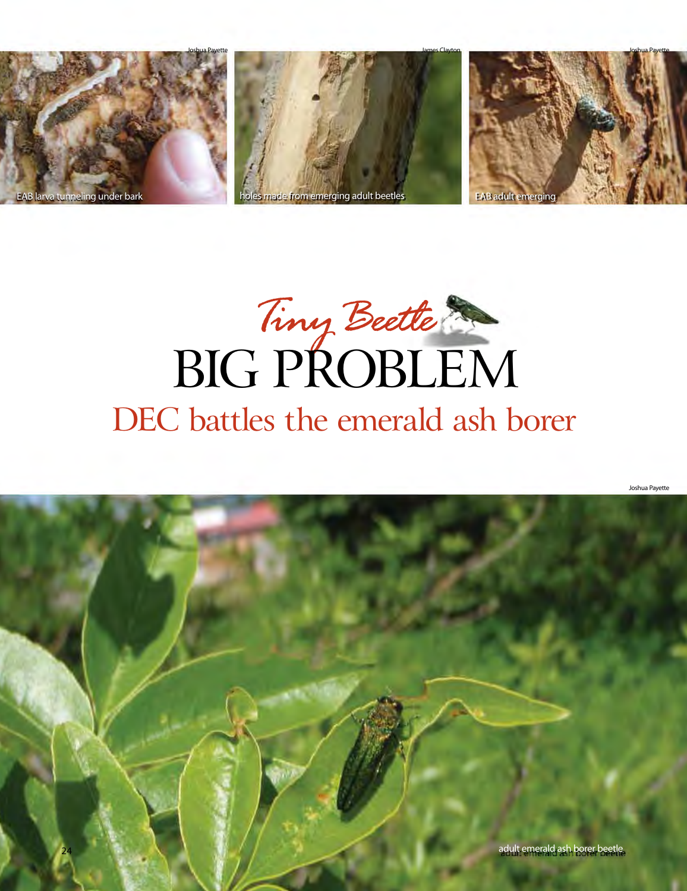Joshua Payette

EAB larva tunneling under bark

James Clayton

holes made from emerging adult beetles

Joshua Payette

EAB adult emerging

# *Tiny Beetle* BIG PROBLEM

## DEC battles the emerald ash borer

Joshua Payette

adult emerald ash borer beetle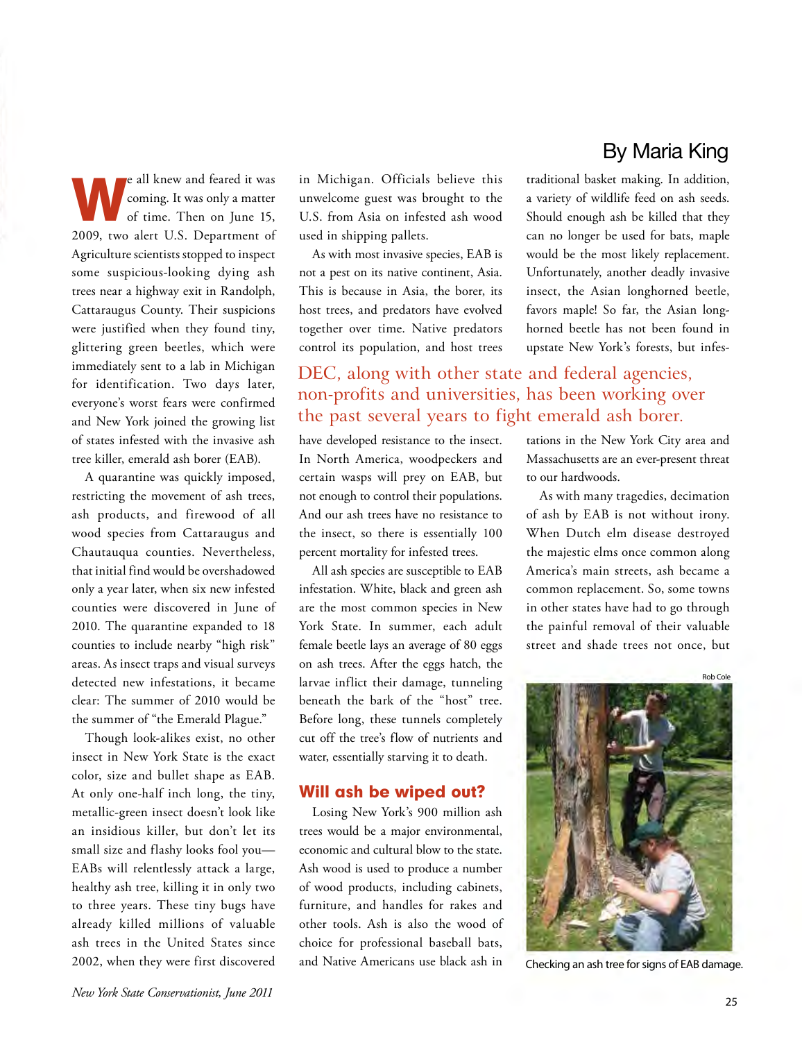By Maria King

We all knew and feared it was coming. It was only a matter of time. Then on June 15, 2009, two alert U.S. Department of Agriculture scientists stopped to inspect some suspicious-looking dying ash trees near a highway exit in Randolph, Cattaraugus County. Their suspicions were justified when they found tiny, glittering green beetles, which were immediately sent to a lab in Michigan for identification. Two days later, everyone's worst fears were confirmed and New York joined the growing list of states infested with the invasive ash tree killer, emerald ash borer (EAB).

A quarantine was quickly imposed, restricting the movement of ash trees, ash products, and firewood of all wood species from Cattaraugus and Chautauqua counties. Nevertheless, that initial find would be overshadowed only a year later, when six new infested counties were discovered in June of 2010. The quarantine expanded to 18 counties to include nearby "high risk" areas. As insect traps and visual surveys detected new infestations, it became clear: The summer of 2010 would be the summer of "the Emerald Plague."

Though look-alikes exist, no other insect in New York State is the exact color, size and bullet shape as EAB. At only one-half inch long, the tiny, metallic-green insect doesn't look like an insidious killer, but don't let its small size and flashy looks fool you—EABs will relentlessly attack a large, healthy ash tree, killing it in only two to three years. These tiny bugs have already killed millions of valuable ash trees in the United States since 2002, when they were first discovered in Michigan. Officials believe this unwelcome guest was brought to the U.S. from Asia on infested ash wood used in shipping pallets.

As with most invasive species, EAB is not a pest on its native continent, Asia. This is because in Asia, the borer, its host trees, and predators have evolved together over time. Native predators control its population, and host trees have developed resistance to the insect. In North America, woodpeckers and certain wasps will prey on EAB, but not enough to control their populations. And our ash trees have no resistance to the insect, so there is essentially 100 percent mortality for infested trees.

> DEC, along with other state and federal agencies, non-profits and universities, has been working over the past several years to fight emerald ash borer.

All ash species are susceptible to EAB infestation. White, black and green ash are the most common species in New York State. In summer, each adult female beetle lays an average of 80 eggs on ash trees. After the eggs hatch, the larvae inflict their damage, tunneling beneath the bark of the "host" tree. Before long, these tunnels completely cut off the tree's flow of nutrients and water, essentially starving it to death.

## Will ash be wiped out?

Losing New York's 900 million ash trees would be a major environmental, economic and cultural blow to the state. Ash wood is used to produce a number of wood products, including cabinets, furniture, and handles for rakes and other tools. Ash is also the wood of choice for professional baseball bats, and Native Americans use black ash in traditional basket making. In addition, a variety of wildlife feed on ash seeds. Should enough ash be killed that they can no longer be used for bats, maple would be the most likely replacement. Unfortunately, another deadly invasive insect, the Asian longhorned beetle, favors maple! So far, the Asian longhorned beetle has not been found in upstate New York's forests, but infestations in the New York City area and Massachusetts are an ever-present threat to our hardwoods.

As with many tragedies, decimation of ash by EAB is not without irony. When Dutch elm disease destroyed the majestic elms once common along America's main streets, ash became a common replacement. So, some towns in other states have had to go through the painful removal of their valuable street and shade trees not once, but

Rob Cole

Checking an ash tree for signs of EAB damage.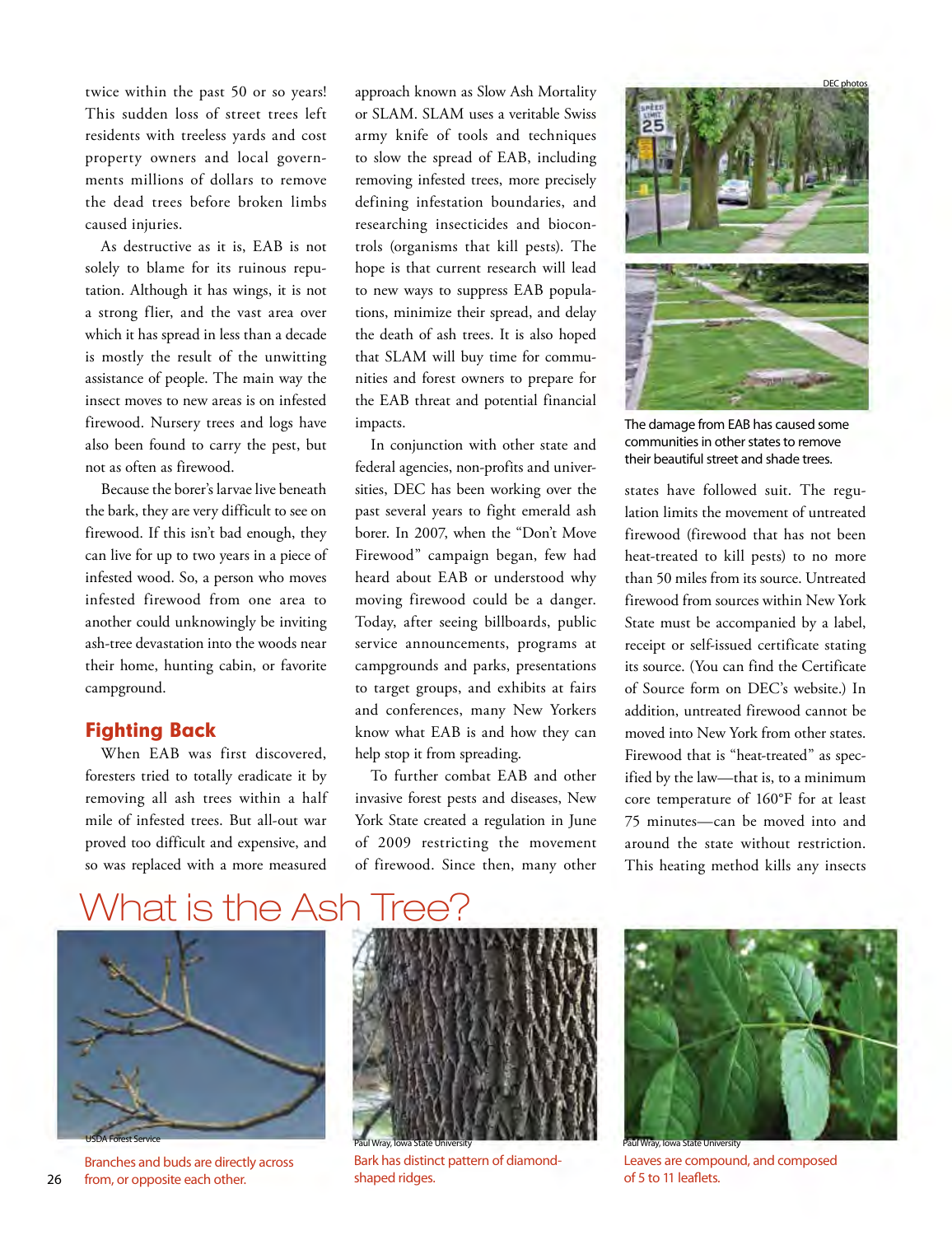twice within the past 50 or so years! This sudden loss of street trees left residents with treeless yards and cost property owners and local governments millions of dollars to remove the dead trees before broken limbs caused injuries.

As destructive as it is, EAB is not solely to blame for its ruinous reputation. Although it has wings, it is not a strong flier, and the vast area over which it has spread in less than a decade is mostly the result of the unwitting assistance of people. The main way the insect moves to new areas is on infested firewood. Nursery trees and logs have also been found to carry the pest, but not as often as firewood.

Because the borer's larvae live beneath the bark, they are very difficult to see on firewood. If this isn't bad enough, they can live for up to two years in a piece of infested wood. So, a person who moves infested firewood from one area to another could unknowingly be inviting ash-tree devastation into the woods near their home, hunting cabin, or favorite campground.

## Fighting Back

When EAB was first discovered, foresters tried to totally eradicate it by removing all ash trees within a half mile of infested trees. But all-out war proved too difficult and expensive, and so was replaced with a more measured approach known as Slow Ash Mortality or SLAM. SLAM uses a veritable Swiss army knife of tools and techniques to slow the spread of EAB, including removing infested trees, more precisely defining infestation boundaries, and researching insecticides and biocontrols (organisms that kill pests). The hope is that current research will lead to new ways to suppress EAB populations, minimize their spread, and delay the death of ash trees. It is also hoped that SLAM will buy time for communities and forest owners to prepare for the EAB threat and potential financial impacts.

In conjunction with other state and federal agencies, non-profits and universities, DEC has been working over the past several years to fight emerald ash borer. In 2007, when the "Don't Move Firewood" campaign began, few had heard about EAB or understood why moving firewood could be a danger. Today, after seeing billboards, public service announcements, programs at campgrounds and parks, presentations to target groups, and exhibits at fairs and conferences, many New Yorkers know what EAB is and how they can help stop it from spreading.

To further combat EAB and other invasive forest pests and diseases, New York State created a regulation in June of 2009 restricting the movement of firewood. Since then, many other states have followed suit. The regulation limits the movement of untreated firewood (firewood that has not been heat-treated to kill pests) to no more than 50 miles from its source. Untreated firewood from sources within New York State must be accompanied by a label, receipt or self-issued certificate stating its source. (You can find the Certificate of Source form on DEC's website.) In addition, untreated firewood cannot be moved into New York from other states. Firewood that is "heat-treated" as specified by the law—that is, to a minimum core temperature of 160°F for at least 75 minutes—can be moved into and around the state without restriction. This heating method kills any insects

DEC photos

The damage from EAB has caused some communities in other states to remove their beautiful street and shade trees.

# What is the Ash Tree?

USDA Forest Service

Branches and buds are directly across from, or opposite each other.

Paul Wray, Iowa State University

Bark has distinct pattern of diamond-shaped ridges.

Paul Wray, Iowa State University

Leaves are compound, and composed of 5 to 11 leaflets.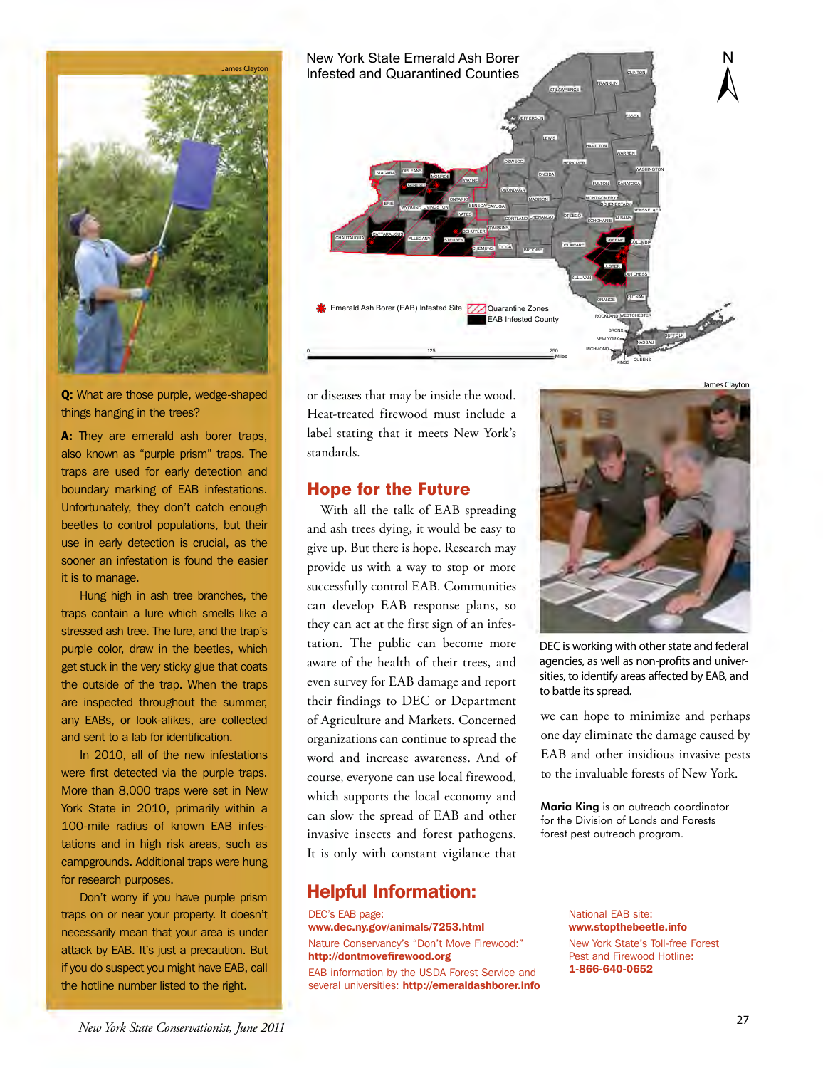James Clayton

**Q:** What are those purple, wedge-shaped things hanging in the trees?

**A:** They are emerald ash borer traps, also known as "purple prism" traps. The traps are used for early detection and boundary marking of EAB infestations. Unfortunately, they don't catch enough beetles to control populations, but their use in early detection is crucial, as the sooner an infestation is found the easier it is to manage.

Hung high in ash tree branches, the traps contain a lure which smells like a stressed ash tree. The lure, and the trap's purple color, draw in the beetles, which get stuck in the very sticky glue that coats the outside of the trap. When the traps are inspected throughout the summer, any EABs, or look-alikes, are collected and sent to a lab for identification.

In 2010, all of the new infestations were first detected via the purple traps. More than 8,000 traps were set in New York State in 2010, primarily within a 100-mile radius of known EAB infestations and in high risk areas, such as campgrounds. Additional traps were hung for research purposes.

Don't worry if you have purple prism traps on or near your property. It doesn't necessarily mean that your area is under attack by EAB. It's just a precaution. But if you do suspect you might have EAB, call the hotline number listed to the right.

New York State Emerald Ash Borer Infested and Quarantined Counties

Emerald Ash Borer (EAB) Infested Site

Quarantine Zones

EAB Infested County

0 125 250 Miles

or diseases that may be inside the wood. Heat-treated firewood must include a label stating that it meets New York's standards.

## Hope for the Future

With all the talk of EAB spreading and ash trees dying, it would be easy to give up. But there is hope. Research may provide us with a way to stop or more successfully control EAB. Communities can develop EAB response plans, so they can act at the first sign of an infestation. The public can become more aware of the health of their trees, and even survey for EAB damage and report their findings to DEC or Department of Agriculture and Markets. Concerned organizations can continue to spread the word and increase awareness. And of course, everyone can use local firewood, which supports the local economy and can slow the spread of EAB and other invasive insects and forest pathogens. It is only with constant vigilance that we can hope to minimize and perhaps one day eliminate the damage caused by EAB and other insidious invasive pests to the invaluable forests of New York.

James Clayton

DEC is working with other state and federal agencies, as well as non-profits and universities, to identify areas affected by EAB, and to battle its spread.

**Maria King** is an outreach coordinator for the Division of Lands and Forests forest pest outreach program.

## Helpful Information:

DEC's EAB page:
**www.dec.ny.gov/animals/7253.html**

Nature Conservancy's "Don't Move Firewood:"
**http://dontmovefirewood.org**

EAB information by the USDA Forest Service and several universities: **http://emeraldashborer.info**

National EAB site:
**www.stopthebeetle.info**

New York State's Toll-free Forest Pest and Firewood Hotline:
**1-866-640-0652**